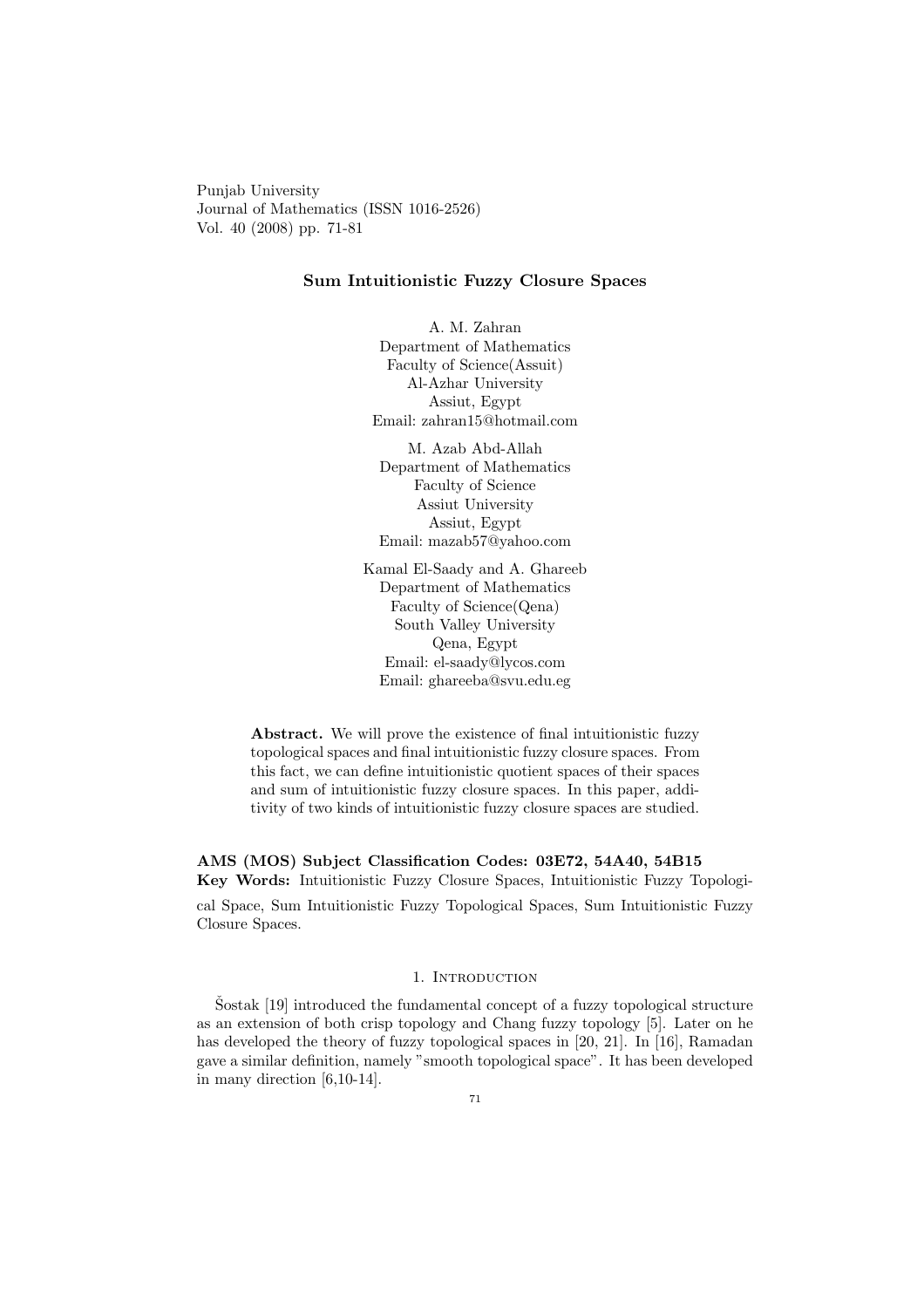Punjab University
Journal of Mathematics (ISSN 1016-2526)
Vol. 40 (2008) pp. 71-81

# Sum Intuitionistic Fuzzy Closure Spaces

A. M. Zahran
Department of Mathematics
Faculty of Science(Assuit)
Al-Azhar University
Assiut, Egypt
Email: zahran15@hotmail.com

M. Azab Abd-Allah
Department of Mathematics
Faculty of Science
Assiut University
Assiut, Egypt
Email: mazab57@yahoo.com

Kamal El-Saady and A. Ghareeb
Department of Mathematics
Faculty of Science(Qena)
South Valley University
Qena, Egypt
Email: el-saady@lycos.com
Email: ghareeba@svu.edu.eg

**Abstract.** We will prove the existence of final intuitionistic fuzzy topological spaces and final intuitionistic fuzzy closure spaces. From this fact, we can define intuitionistic quotient spaces of their spaces and sum of intuitionistic fuzzy closure spaces. In this paper, additivity of two kinds of intuitionistic fuzzy closure spaces are studied.

**AMS (MOS) Subject Classification Codes: 03E72, 54A40, 54B15**
**Key Words:** Intuitionistic Fuzzy Closure Spaces, Intuitionistic Fuzzy Topological Space, Sum Intuitionistic Fuzzy Topological Spaces, Sum Intuitionistic Fuzzy Closure Spaces.

## 1. Introduction

Šostak [19] introduced the fundamental concept of a fuzzy topological structure as an extension of both crisp topology and Chang fuzzy topology [5]. Later on he has developed the theory of fuzzy topological spaces in [20, 21]. In [16], Ramadan gave a similar definition, namely "smooth topological space". It has been developed in many direction [6,10-14].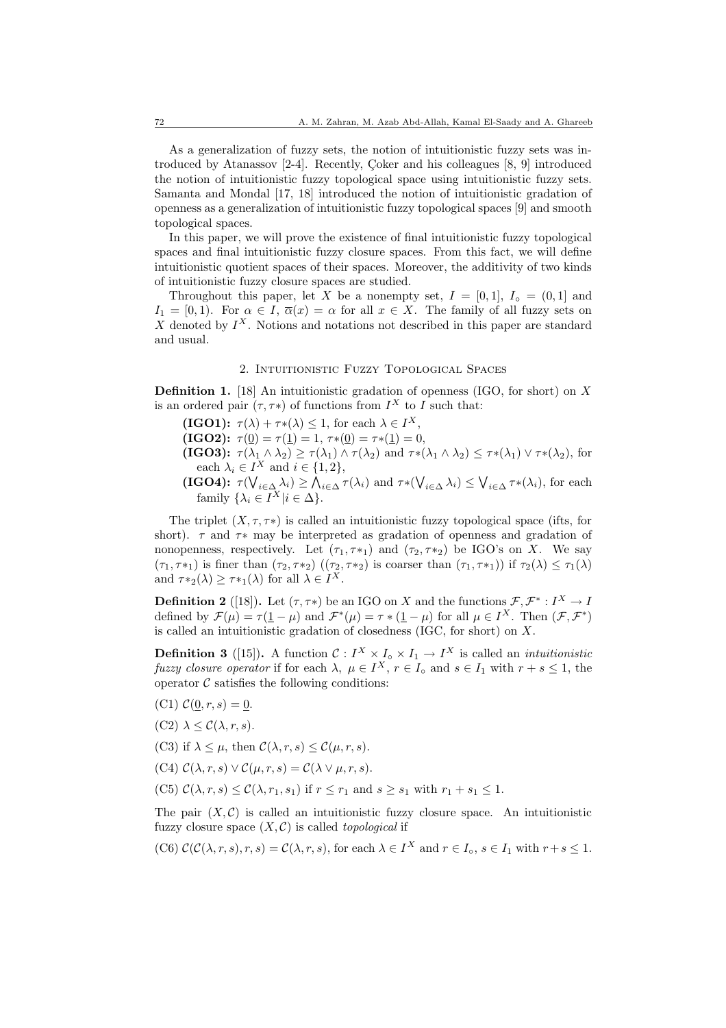As a generalization of fuzzy sets, the notion of intuitionistic fuzzy sets was introduced by Atanassov [2-4]. Recently, Çoker and his colleagues [8, 9] introduced the notion of intuitionistic fuzzy topological space using intuitionistic fuzzy sets. Samanta and Mondal [17, 18] introduced the notion of intuitionistic gradation of openness as a generalization of intuitionistic fuzzy topological spaces [9] and smooth topological spaces.

In this paper, we will prove the existence of final intuitionistic fuzzy topological spaces and final intuitionistic fuzzy closure spaces. From this fact, we will define intuitionistic quotient spaces of their spaces. Moreover, the additivity of two kinds of intuitionistic fuzzy closure spaces are studied.

Throughout this paper, let $X$ be a nonempty set, $I = [0, 1]$, $I_\circ = (0, 1]$ and $I_1 = [0, 1)$. For $\alpha \in I$, $\overline{\alpha}(x) = \alpha$ for all $x \in X$. The family of all fuzzy sets on $X$ denoted by $I^X$. Notions and notations not described in this paper are standard and usual.

## 2. Intuitionistic Fuzzy Topological Spaces

**Definition 1.** [18] An intuitionistic gradation of openness (IGO, for short) on $X$ is an ordered pair $(\tau, \tau*)$ of functions from $I^X$ to $I$ such that:

- **(IGO1):** $\tau(\lambda) + \tau*(\lambda) \leq 1$, for each $\lambda \in I^X$,
- **(IGO2):** $\tau(\underline{0}) = \tau(\underline{1}) = 1$, $\tau*(\underline{0}) = \tau*(\underline{1}) = 0$,
- **(IGO3):** $\tau(\lambda_1 \wedge \lambda_2) \geq \tau(\lambda_1) \wedge \tau(\lambda_2)$ and $\tau*(\lambda_1 \wedge \lambda_2) \leq \tau*(\lambda_1) \vee \tau*(\lambda_2)$, for each $\lambda_i \in I^X$ and $i \in \{1, 2\}$,
- **(IGO4):** $\tau(\bigvee_{i\in\Delta} \lambda_i) \geq \bigwedge_{i\in\Delta} \tau(\lambda_i)$ and $\tau*(\bigvee_{i\in\Delta} \lambda_i) \leq \bigvee_{i\in\Delta} \tau*(\lambda_i)$, for each family $\{\lambda_i \in I^X | i \in \Delta\}$.

The triplet $(X, \tau, \tau*)$ is called an intuitionistic fuzzy topological space (ifts, for short). $\tau$ and $\tau*$ may be interpreted as gradation of openness and gradation of nonopenness, respectively. Let $(\tau_1, \tau*_1)$ and $(\tau_2, \tau*_2)$ be IGO's on $X$. We say $(\tau_1, \tau*_1)$ is finer than $(\tau_2, \tau*_2)$ ($(\tau_2, \tau*_2)$ is coarser than $(\tau_1, \tau*_1)$) if $\tau_2(\lambda) \leq \tau_1(\lambda)$ and $\tau*_2(\lambda) \geq \tau*_1(\lambda)$ for all $\lambda \in I^X$.

**Definition 2** ([18])**.** Let $(\tau, \tau*)$ be an IGO on $X$ and the functions $\mathcal{F}, \mathcal{F}^* : I^X \to I$ defined by $\mathcal{F}(\mu) = \tau(\underline{1} - \mu)$ and $\mathcal{F}^*(\mu) = \tau * (\underline{1} - \mu)$ for all $\mu \in I^X$. Then $(\mathcal{F}, \mathcal{F}^*)$ is called an intuitionistic gradation of closedness (IGC, for short) on $X$.

**Definition 3** ([15])**.** A function $\mathcal{C} : I^X \times I_\circ \times I_1 \to I^X$ is called an *intuitionistic fuzzy closure operator* if for each $\lambda,\ \mu \in I^X$, $r \in I_\circ$ and $s \in I_1$ with $r + s \leq 1$, the operator $\mathcal{C}$ satisfies the following conditions:

(C1) $\mathcal{C}(\underline{0}, r, s) = \underline{0}$.

(C2) $\lambda \leq \mathcal{C}(\lambda, r, s)$.

(C3) if $\lambda \leq \mu$, then $\mathcal{C}(\lambda, r, s) \leq \mathcal{C}(\mu, r, s)$.

(C4) $\mathcal{C}(\lambda, r, s) \vee \mathcal{C}(\mu, r, s) = \mathcal{C}(\lambda \vee \mu, r, s)$.

(C5) $\mathcal{C}(\lambda, r, s) \leq \mathcal{C}(\lambda, r_1, s_1)$ if $r \leq r_1$ and $s \geq s_1$ with $r_1 + s_1 \leq 1$.

The pair $(X, \mathcal{C})$ is called an intuitionistic fuzzy closure space. An intuitionistic fuzzy closure space $(X, \mathcal{C})$ is called *topological* if

(C6) $\mathcal{C}(\mathcal{C}(\lambda, r, s), r, s) = \mathcal{C}(\lambda, r, s)$, for each $\lambda \in I^X$ and $r \in I_\circ$, $s \in I_1$ with $r + s \leq 1$.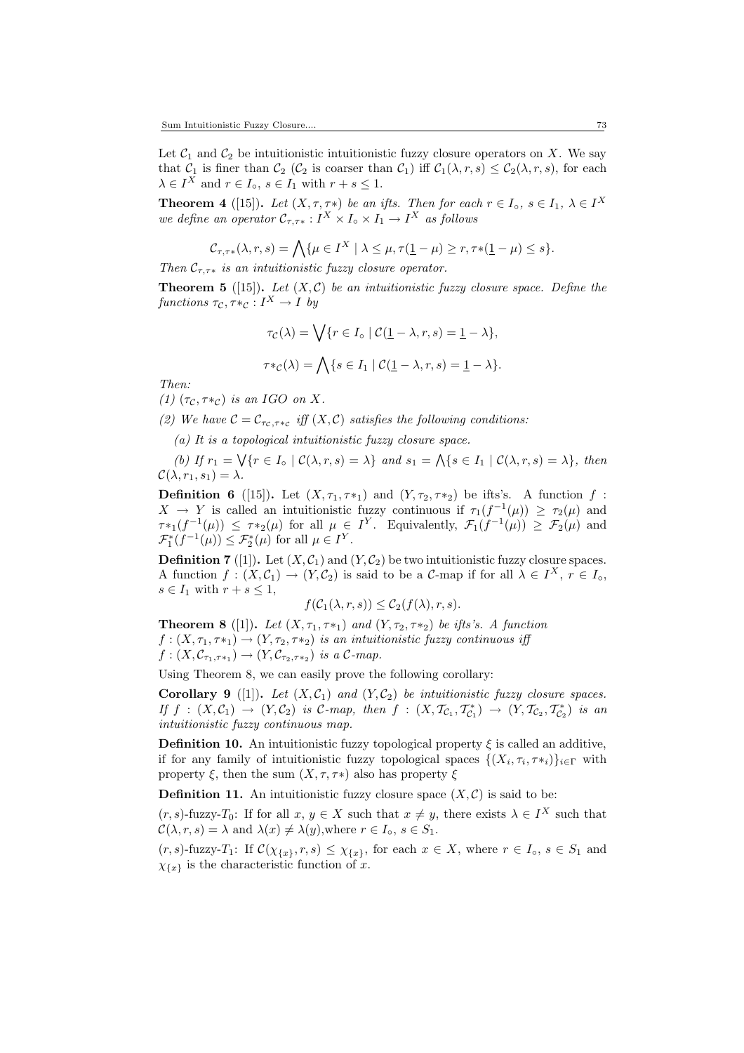Let $\mathcal{C}_1$ and $\mathcal{C}_2$ be intuitionistic intuitionistic fuzzy closure operators on $X$. We say that $\mathcal{C}_1$ is finer than $\mathcal{C}_2$ ($\mathcal{C}_2$ is coarser than $\mathcal{C}_1$) iff $\mathcal{C}_1(\lambda, r, s) \leq \mathcal{C}_2(\lambda, r, s)$, for each $\lambda \in I^X$ and $r \in I_\circ$, $s \in I_1$ with $r + s \leq 1$.

**Theorem 4** ([15]). *Let $(X, \tau, \tau*)$ be an ifts. Then for each $r \in I_\circ$, $s \in I_1$, $\lambda \in I^X$ we define an operator $\mathcal{C}_{\tau,\tau*} : I^X \times I_\circ \times I_1 \to I^X$ as follows*

$$\mathcal{C}_{\tau,\tau*}(\lambda, r, s) = \bigwedge\{\mu \in I^X \mid \lambda \leq \mu, \tau(\underline{1} - \mu) \geq r, \tau*(\underline{1} - \mu) \leq s\}.$$

*Then $\mathcal{C}_{\tau,\tau*}$ is an intuitionistic fuzzy closure operator.*

**Theorem 5** ([15]). *Let $(X, \mathcal{C})$ be an intuitionistic fuzzy closure space. Define the functions $\tau_\mathcal{C}, \tau*_\mathcal{C} : I^X \to I$ by*

$$\tau_\mathcal{C}(\lambda) = \bigvee\{r \in I_\circ \mid \mathcal{C}(\underline{1} - \lambda, r, s) = \underline{1} - \lambda\},$$

$$\tau*_\mathcal{C}(\lambda) = \bigwedge\{s \in I_1 \mid \mathcal{C}(\underline{1} - \lambda, r, s) = \underline{1} - \lambda\}.$$

*Then:*

*(1) $(\tau_\mathcal{C}, \tau*_\mathcal{C})$ is an IGO on $X$.*

*(2) We have $\mathcal{C} = \mathcal{C}_{\tau_\mathcal{C},\tau*_\mathcal{C}}$ iff $(X, \mathcal{C})$ satisfies the following conditions:*

*(a) It is a topological intuitionistic fuzzy closure space.*

*(b) If $r_1 = \bigvee\{r \in I_\circ \mid \mathcal{C}(\lambda, r, s) = \lambda\}$ and $s_1 = \bigwedge\{s \in I_1 \mid \mathcal{C}(\lambda, r, s) = \lambda\}$, then $\mathcal{C}(\lambda, r_1, s_1) = \lambda$.*

**Definition 6** ([15]). Let $(X, \tau_1, \tau*_1)$ and $(Y, \tau_2, \tau*_2)$ be ifts's. A function $f : X \to Y$ is called an intuitionistic fuzzy continuous if $\tau_1(f^{-1}(\mu)) \geq \tau_2(\mu)$ and $\tau*_1(f^{-1}(\mu)) \leq \tau*_2(\mu)$ for all $\mu \in I^Y$. Equivalently, $\mathcal{F}_1(f^{-1}(\mu)) \geq \mathcal{F}_2(\mu)$ and $\mathcal{F}_1^*(f^{-1}(\mu)) \leq \mathcal{F}_2^*(\mu)$ for all $\mu \in I^Y$.

**Definition 7** ([1]). Let $(X, \mathcal{C}_1)$ and $(Y, \mathcal{C}_2)$ be two intuitionistic fuzzy closure spaces. A function $f : (X, \mathcal{C}_1) \to (Y, \mathcal{C}_2)$ is said to be a $\mathcal{C}$-map if for all $\lambda \in I^X$, $r \in I_\circ$, $s \in I_1$ with $r + s \leq 1$,

$$f(\mathcal{C}_1(\lambda, r, s)) \leq \mathcal{C}_2(f(\lambda), r, s).$$

**Theorem 8** ([1]). *Let $(X, \tau_1, \tau*_1)$ and $(Y, \tau_2, \tau*_2)$ be ifts's. A function $f : (X, \tau_1, \tau*_1) \to (Y, \tau_2, \tau*_2)$ is an intuitionistic fuzzy continuous iff $f : (X, \mathcal{C}_{\tau_1,\tau*_1}) \to (Y, \mathcal{C}_{\tau_2,\tau*_2})$ is a $\mathcal{C}$-map.*

Using Theorem 8, we can easily prove the following corollary:

**Corollary 9** ([1]). *Let $(X, \mathcal{C}_1)$ and $(Y, \mathcal{C}_2)$ be intuitionistic fuzzy closure spaces. If $f : (X, \mathcal{C}_1) \to (Y, \mathcal{C}_2)$ is $\mathcal{C}$-map, then $f : (X, \mathcal{T}_{\mathcal{C}_1}, \mathcal{T}^*_{\mathcal{C}_1}) \to (Y, \mathcal{T}_{\mathcal{C}_2}, \mathcal{T}^*_{\mathcal{C}_2})$ is an intuitionistic fuzzy continuous map.*

**Definition 10.** An intuitionistic fuzzy topological property $\xi$ is called an additive, if for any family of intuitionistic fuzzy topological spaces $\{(X_i, \tau_i, \tau*_i)\}_{i\in\Gamma}$ with property $\xi$, then the sum $(X, \tau, \tau*)$ also has property $\xi$

**Definition 11.** An intuitionistic fuzzy closure space $(X, \mathcal{C})$ is said to be:

$(r, s)$-fuzzy-$T_0$: If for all $x, y \in X$ such that $x \neq y$, there exists $\lambda \in I^X$ such that $\mathcal{C}(\lambda, r, s) = \lambda$ and $\lambda(x) \neq \lambda(y)$,where $r \in I_\circ$, $s \in S_1$.

$(r, s)$-fuzzy-$T_1$: If $\mathcal{C}(\chi_{\{x\}}, r, s) \leq \chi_{\{x\}}$, for each $x \in X$, where $r \in I_\circ$, $s \in S_1$ and $\chi_{\{x\}}$ is the characteristic function of $x$.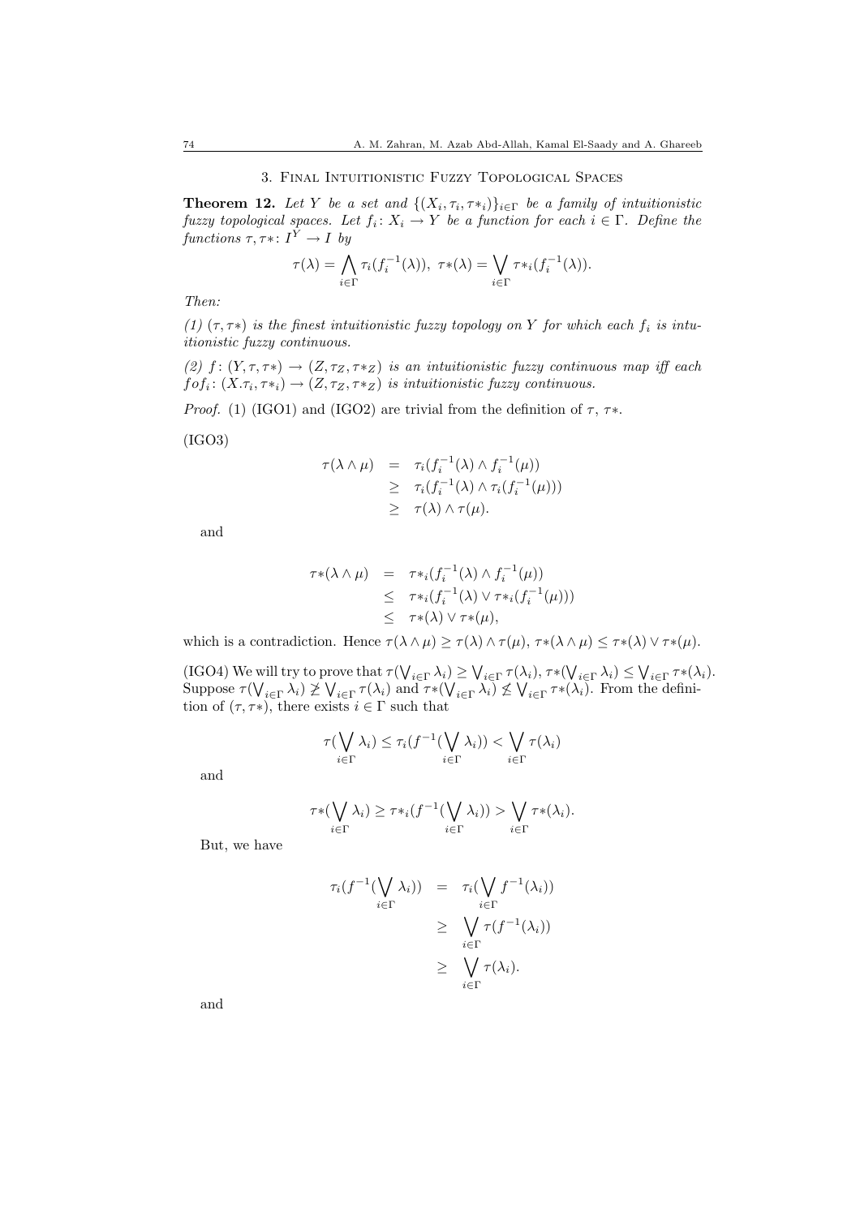## 3. Final Intuitionistic Fuzzy Topological Spaces

**Theorem 12.** *Let $Y$ be a set and $\{(X_i, \tau_i, \tau*_i)\}_{i\in\Gamma}$ be a family of intuitionistic fuzzy topological spaces. Let $f_i\colon X_i \to Y$ be a function for each $i \in \Gamma$. Define the functions $\tau, \tau*\colon I^Y \to I$ by*

$$\tau(\lambda) = \bigwedge_{i\in\Gamma} \tau_i(f_i^{-1}(\lambda)),\ \tau*(\lambda) = \bigvee_{i\in\Gamma} \tau*_i(f_i^{-1}(\lambda)).$$

*Then:*

*(1) $(\tau, \tau*)$ is the finest intuitionistic fuzzy topology on $Y$ for which each $f_i$ is intuitionistic fuzzy continuous.*

*(2) $f\colon (Y, \tau, \tau*) \to (Z, \tau_Z, \tau*_Z)$ is an intuitionistic fuzzy continuous map iff each $fof_i\colon (X.\tau_i, \tau*_i) \to (Z, \tau_Z, \tau*_Z)$ is intuitionistic fuzzy continuous.*

*Proof.* (1) (IGO1) and (IGO2) are trivial from the definition of $\tau$, $\tau*$.

(IGO3)

$$\begin{aligned} \tau(\lambda \wedge \mu) &= \tau_i(f_i^{-1}(\lambda) \wedge f_i^{-1}(\mu)) \\ &\geq \tau_i(f_i^{-1}(\lambda) \wedge \tau_i(f_i^{-1}(\mu))) \\ &\geq \tau(\lambda) \wedge \tau(\mu). \end{aligned}$$

and

$$\begin{aligned} \tau*(\lambda \wedge \mu) &= \tau*_i(f_i^{-1}(\lambda) \wedge f_i^{-1}(\mu)) \\ &\leq \tau*_i(f_i^{-1}(\lambda) \vee \tau*_i(f_i^{-1}(\mu))) \\ &\leq \tau*(\lambda) \vee \tau*(\mu), \end{aligned}$$

which is a contradiction. Hence $\tau(\lambda \wedge \mu) \geq \tau(\lambda) \wedge \tau(\mu)$, $\tau*(\lambda \wedge \mu) \leq \tau*(\lambda) \vee \tau*(\mu)$.

(IGO4) We will try to prove that $\tau(\bigvee_{i\in\Gamma} \lambda_i) \geq \bigvee_{i\in\Gamma} \tau(\lambda_i)$, $\tau*(\bigvee_{i\in\Gamma} \lambda_i) \leq \bigvee_{i\in\Gamma} \tau*(\lambda_i)$. Suppose $\tau(\bigvee_{i\in\Gamma} \lambda_i) \not\geq \bigvee_{i\in\Gamma} \tau(\lambda_i)$ and $\tau*(\bigvee_{i\in\Gamma} \lambda_i) \not\leq \bigvee_{i\in\Gamma} \tau*(\lambda_i)$. From the definition of $(\tau, \tau*)$, there exists $i \in \Gamma$ such that

$$\tau(\bigvee_{i\in\Gamma} \lambda_i) \leq \tau_i(f^{-1}(\bigvee_{i\in\Gamma} \lambda_i)) < \bigvee_{i\in\Gamma} \tau(\lambda_i)$$

and

$$\tau*(\bigvee_{i\in\Gamma} \lambda_i) \geq \tau*_i(f^{-1}(\bigvee_{i\in\Gamma} \lambda_i)) > \bigvee_{i\in\Gamma} \tau*(\lambda_i).$$

But, we have

$$\begin{aligned} \tau_i(f^{-1}(\bigvee_{i\in\Gamma} \lambda_i)) &= \tau_i(\bigvee_{i\in\Gamma} f^{-1}(\lambda_i)) \\ &\geq \bigvee_{i\in\Gamma} \tau(f^{-1}(\lambda_i)) \\ &\geq \bigvee_{i\in\Gamma} \tau(\lambda_i). \end{aligned}$$

and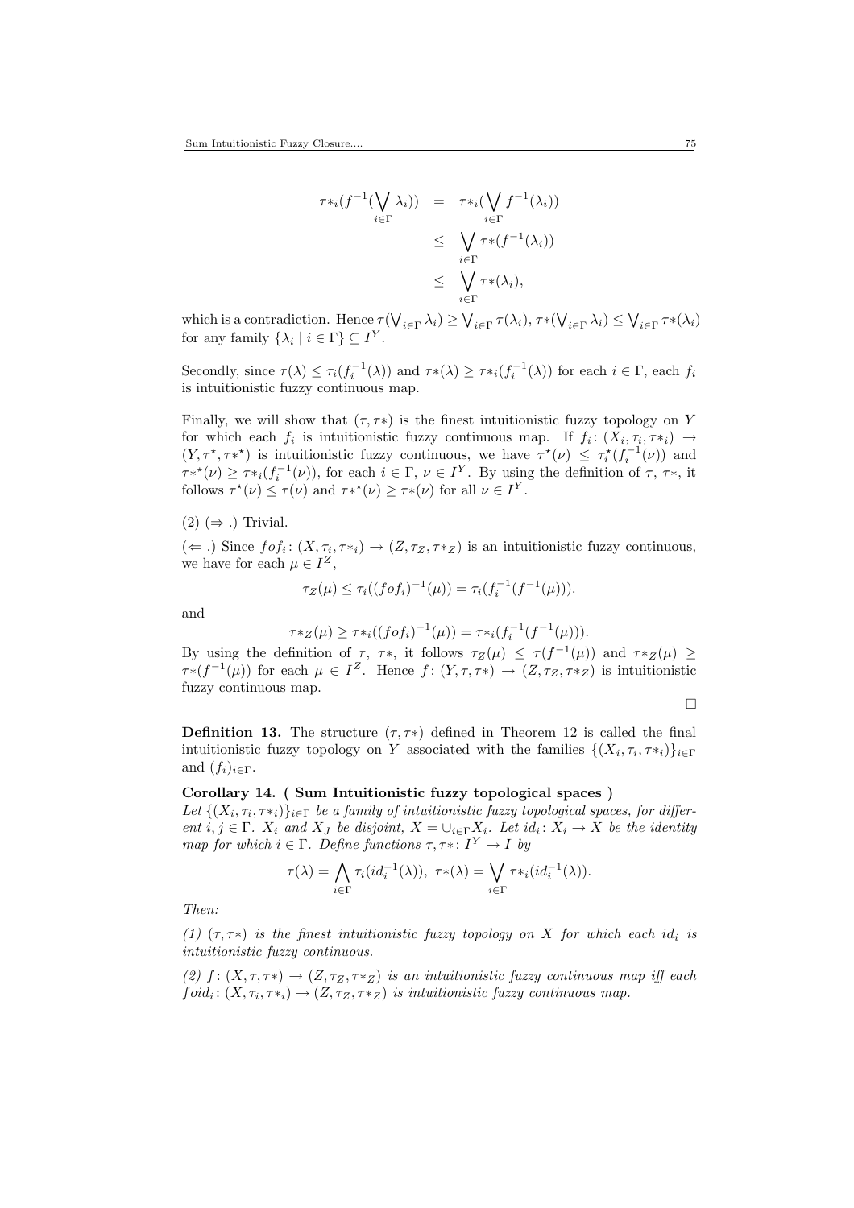$$
\begin{aligned}
\tau *_i(f^{-1}(\bigvee_{i\in\Gamma}\lambda_i)) &= \tau *_i(\bigvee_{i\in\Gamma} f^{-1}(\lambda_i)) \\
&\leq \bigvee_{i\in\Gamma} \tau *(f^{-1}(\lambda_i)) \\
&\leq \bigvee_{i\in\Gamma} \tau *(\lambda_i),
\end{aligned}
$$

which is a contradiction. Hence $\tau(\bigvee_{i\in\Gamma}\lambda_i) \geq \bigvee_{i\in\Gamma}\tau(\lambda_i)$, $\tau*(\bigvee_{i\in\Gamma}\lambda_i) \leq \bigvee_{i\in\Gamma}\tau*(\lambda_i)$ for any family $\{\lambda_i \mid i \in \Gamma\} \subseteq I^Y$.

Secondly, since $\tau(\lambda) \leq \tau_i(f_i^{-1}(\lambda))$ and $\tau*(\lambda) \geq \tau*_i(f_i^{-1}(\lambda))$ for each $i \in \Gamma$, each $f_i$ is intuitionistic fuzzy continuous map.

Finally, we will show that $(\tau, \tau*)$ is the finest intuitionistic fuzzy topology on $Y$ for which each $f_i$ is intuitionistic fuzzy continuous map. If $f_i\colon (X_i, \tau_i, \tau*_i) \to (Y, \tau^\star, \tau*^\star)$ is intuitionistic fuzzy continuous, we have $\tau^\star(\nu) \leq \tau_i^\star(f_i^{-1}(\nu))$ and $\tau*^\star(\nu) \geq \tau*_i(f_i^{-1}(\nu))$, for each $i \in \Gamma$, $\nu \in I^Y$. By using the definition of $\tau$, $\tau*$, it follows $\tau^\star(\nu) \leq \tau(\nu)$ and $\tau*^\star(\nu) \geq \tau*(\nu)$ for all $\nu \in I^Y$.

(2) ($\Rightarrow$ .) Trivial.

($\Leftarrow$ .) Since $fof_i\colon (X, \tau_i, \tau*_i) \to (Z, \tau_Z, \tau*_Z)$ is an intuitionistic fuzzy continuous, we have for each $\mu \in I^Z$,

$$\tau_Z(\mu) \leq \tau_i((fof_i)^{-1}(\mu)) = \tau_i(f_i^{-1}(f^{-1}(\mu))).$$

and

$$\tau*_Z(\mu) \geq \tau*_i((fof_i)^{-1}(\mu)) = \tau*_i(f_i^{-1}(f^{-1}(\mu))).$$

By using the definition of $\tau$, $\tau*$, it follows $\tau_Z(\mu) \leq \tau(f^{-1}(\mu))$ and $\tau*_Z(\mu) \geq \tau*(f^{-1}(\mu))$ for each $\mu \in I^Z$. Hence $f\colon (Y, \tau, \tau*) \to (Z, \tau_Z, \tau*_Z)$ is intuitionistic fuzzy continuous map.

□

**Definition 13.** The structure $(\tau, \tau*)$ defined in Theorem 12 is called the final intuitionistic fuzzy topology on $Y$ associated with the families $\{(X_i, \tau_i, \tau*_i)\}_{i\in\Gamma}$ and $(f_i)_{i\in\Gamma}$.

**Corollary 14. ( Sum Intuitionistic fuzzy topological spaces )**
*Let $\{(X_i, \tau_i, \tau*_i)\}_{i\in\Gamma}$ be a family of intuitionistic fuzzy topological spaces, for different $i, j \in \Gamma$. $X_i$ and $X_J$ be disjoint, $X = \cup_{i\in\Gamma} X_i$. Let $id_i\colon X_i \to X$ be the identity map for which $i \in \Gamma$. Define functions $\tau, \tau*\colon I^Y \to I$ by*

$$\tau(\lambda) = \bigwedge_{i\in\Gamma} \tau_i(id_i^{-1}(\lambda)),\ \tau*(\lambda) = \bigvee_{i\in\Gamma} \tau*_i(id_i^{-1}(\lambda)).$$

*Then:*

*(1) $(\tau, \tau*)$ is the finest intuitionistic fuzzy topology on $X$ for which each $id_i$ is intuitionistic fuzzy continuous.*

*(2) $f\colon (X, \tau, \tau*) \to (Z, \tau_Z, \tau*_Z)$ is an intuitionistic fuzzy continuous map iff each $foid_i\colon (X, \tau_i, \tau*_i) \to (Z, \tau_Z, \tau*_Z)$ is intuitionistic fuzzy continuous map.*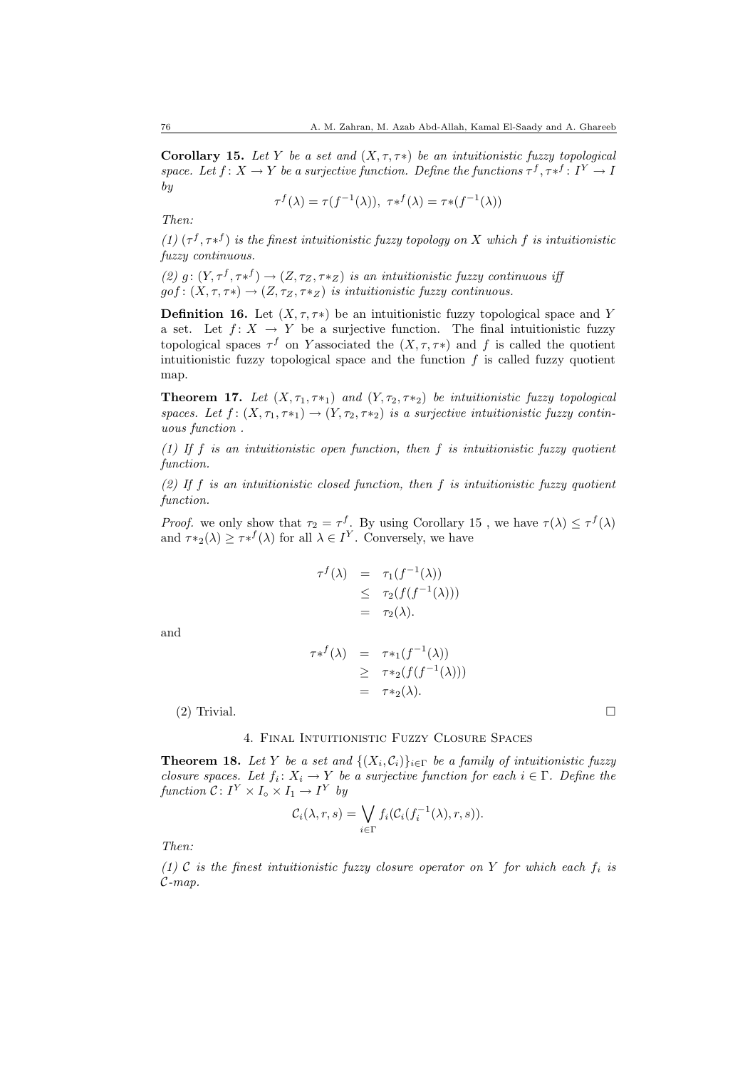**Corollary 15.** *Let $Y$ be a set and $(X, \tau, \tau*)$ be an intuitionistic fuzzy topological space. Let $f\colon X \to Y$ be a surjective function. Define the functions $\tau^f, \tau*^f\colon I^Y \to I$ by*

$$\tau^f(\lambda) = \tau(f^{-1}(\lambda)),\ \tau*^f(\lambda) = \tau*(f^{-1}(\lambda))$$

*Then:*

*(1) $(\tau^f, \tau*^f)$ is the finest intuitionistic fuzzy topology on $X$ which $f$ is intuitionistic fuzzy continuous.*

*(2) $g\colon (Y, \tau^f, \tau*^f) \to (Z, \tau_Z, \tau*_Z)$ is an intuitionistic fuzzy continuous iff $gof\colon (X, \tau, \tau*) \to (Z, \tau_Z, \tau*_Z)$ is intuitionistic fuzzy continuous.*

**Definition 16.** Let $(X, \tau, \tau*)$ be an intuitionistic fuzzy topological space and $Y$ a set. Let $f\colon X \to Y$ be a surjective function. The final intuitionistic fuzzy topological spaces $\tau^f$ on $Y$associated the $(X, \tau, \tau*)$ and $f$ is called the quotient intuitionistic fuzzy topological space and the function $f$ is called fuzzy quotient map.

**Theorem 17.** *Let $(X, \tau_1, \tau*_1)$ and $(Y, \tau_2, \tau*_2)$ be intuitionistic fuzzy topological spaces. Let $f\colon (X, \tau_1, \tau*_1) \to (Y, \tau_2, \tau*_2)$ is a surjective intuitionistic fuzzy continuous function .*

*(1) If $f$ is an intuitionistic open function, then $f$ is intuitionistic fuzzy quotient function.*

*(2) If $f$ is an intuitionistic closed function, then $f$ is intuitionistic fuzzy quotient function.*

*Proof.* we only show that $\tau_2 = \tau^f$. By using Corollary 15 , we have $\tau(\lambda) \leq \tau^f(\lambda)$ and $\tau*_2(\lambda) \geq \tau*^f(\lambda)$ for all $\lambda \in I^Y$. Conversely, we have

$$\begin{aligned}
\tau^f(\lambda) &= \tau_1(f^{-1}(\lambda)) \\
&\leq \tau_2(f(f^{-1}(\lambda))) \\
&= \tau_2(\lambda).
\end{aligned}$$

and

$$\begin{aligned}
\tau*^f(\lambda) &= \tau*_1(f^{-1}(\lambda)) \\
&\geq \tau*_2(f(f^{-1}(\lambda))) \\
&= \tau*_2(\lambda).
\end{aligned}$$

(2) Trivial. □

## 4. Final Intuitionistic Fuzzy Closure Spaces

**Theorem 18.** *Let $Y$ be a set and $\{(X_i, \mathcal{C}_i)\}_{i\in\Gamma}$ be a family of intuitionistic fuzzy closure spaces. Let $f_i\colon X_i \to Y$ be a surjective function for each $i \in \Gamma$. Define the function $\mathcal{C}\colon I^Y \times I_\circ \times I_1 \to I^Y$ by*

$$\mathcal{C}_i(\lambda, r, s) = \bigvee_{i\in\Gamma} f_i(\mathcal{C}_i(f_i^{-1}(\lambda), r, s)).$$

*Then:*

*(1) $\mathcal{C}$ is the finest intuitionistic fuzzy closure operator on $Y$ for which each $f_i$ is $\mathcal{C}$-map.*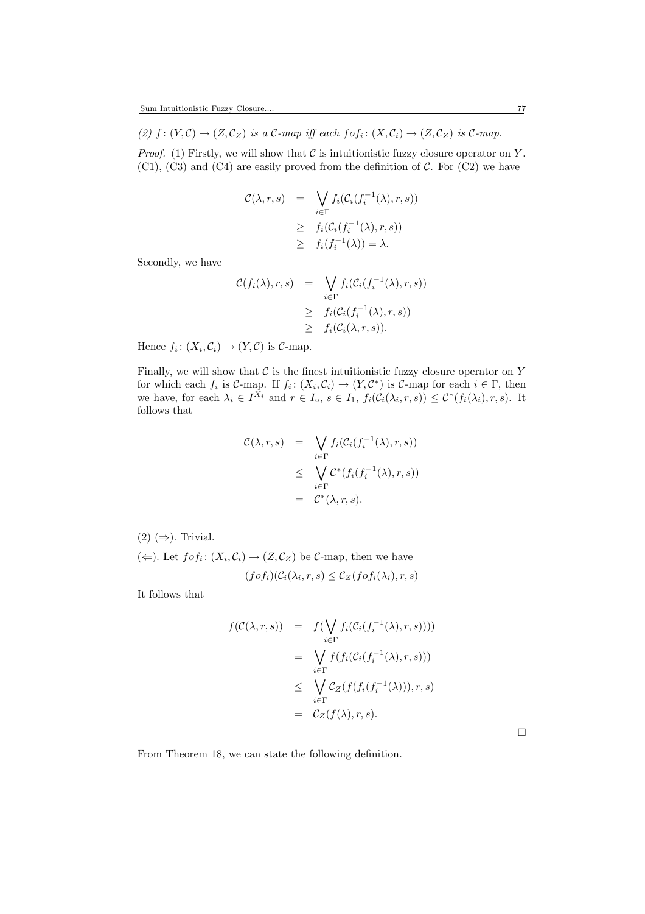*(2) $f\colon (Y, \mathcal{C}) \to (Z, \mathcal{C}_Z)$ is a $\mathcal{C}$-map iff each $fof_i\colon (X, \mathcal{C}_i) \to (Z, \mathcal{C}_Z)$ is $\mathcal{C}$-map.*

*Proof.* (1) Firstly, we will show that $\mathcal{C}$ is intuitionistic fuzzy closure operator on $Y$. (C1), (C3) and (C4) are easily proved from the definition of $\mathcal{C}$. For (C2) we have

$$
\begin{aligned}
\mathcal{C}(\lambda, r, s) &= \bigvee_{i \in \Gamma} f_i(\mathcal{C}_i(f_i^{-1}(\lambda), r, s)) \\
&\geq f_i(\mathcal{C}_i(f_i^{-1}(\lambda), r, s)) \\
&\geq f_i(f_i^{-1}(\lambda)) = \lambda.
\end{aligned}
$$

Secondly, we have

$$
\begin{aligned}
\mathcal{C}(f_i(\lambda), r, s) &= \bigvee_{i \in \Gamma} f_i(\mathcal{C}_i(f_i^{-1}(\lambda), r, s)) \\
&\geq f_i(\mathcal{C}_i(f_i^{-1}(\lambda), r, s)) \\
&\geq f_i(\mathcal{C}_i(\lambda, r, s)).
\end{aligned}
$$

Hence $f_i\colon (X_i, \mathcal{C}_i) \to (Y, \mathcal{C})$ is $\mathcal{C}$-map.

Finally, we will show that $\mathcal{C}$ is the finest intuitionistic fuzzy closure operator on $Y$ for which each $f_i$ is $\mathcal{C}$-map. If $f_i\colon (X_i, \mathcal{C}_i) \to (Y, \mathcal{C}^*)$ is $\mathcal{C}$-map for each $i \in \Gamma$, then we have, for each $\lambda_i \in I^{X_i}$ and $r \in I_\circ$, $s \in I_1$, $f_i(\mathcal{C}_i(\lambda_i, r, s)) \leq \mathcal{C}^*(f_i(\lambda_i), r, s)$. It follows that

$$
\begin{aligned}
\mathcal{C}(\lambda, r, s) &= \bigvee_{i \in \Gamma} f_i(\mathcal{C}_i(f_i^{-1}(\lambda), r, s)) \\
&\leq \bigvee_{i \in \Gamma} \mathcal{C}^*(f_i(f_i^{-1}(\lambda), r, s)) \\
&= \mathcal{C}^*(\lambda, r, s).
\end{aligned}
$$

(2) ($\Rightarrow$). Trivial.

($\Leftarrow$). Let $fof_i\colon (X_i, \mathcal{C}_i) \to (Z, \mathcal{C}_Z)$ be $\mathcal{C}$-map, then we have

$$
(fof_i)(\mathcal{C}_i(\lambda_i, r, s) \leq \mathcal{C}_Z(fof_i(\lambda_i), r, s)
$$

It follows that

$$
\begin{aligned}
f(\mathcal{C}(\lambda, r, s)) &= f(\bigvee_{i \in \Gamma} f_i(\mathcal{C}_i(f_i^{-1}(\lambda), r, s)))) \\
&= \bigvee_{i \in \Gamma} f(f_i(\mathcal{C}_i(f_i^{-1}(\lambda), r, s))) \\
&\leq \bigvee_{i \in \Gamma} \mathcal{C}_Z(f(f_i(f_i^{-1}(\lambda))), r, s) \\
&= \mathcal{C}_Z(f(\lambda), r, s).
\end{aligned}
$$

$\square$

From Theorem 18, we can state the following definition.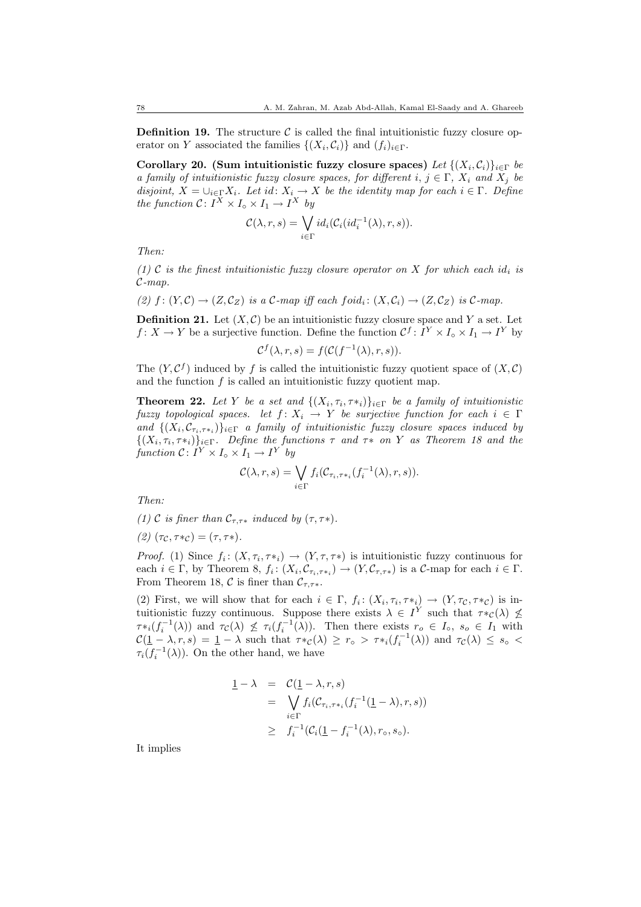**Definition 19.** The structure $\mathcal{C}$ is called the final intuitionistic fuzzy closure operator on $Y$ associated the families $\{(X_i, \mathcal{C}_i)\}$ and $(f_i)_{i\in\Gamma}$.

**Corollary 20. (Sum intuitionistic fuzzy closure spaces)** *Let $\{(X_i, \mathcal{C}_i)\}_{i\in\Gamma}$ be a family of intuitionistic fuzzy closure spaces, for different $i$, $j \in \Gamma$, $X_i$ and $X_j$ be disjoint, $X = \cup_{i\in\Gamma} X_i$. Let $id\colon X_i \to X$ be the identity map for each $i \in \Gamma$. Define the function $\mathcal{C}\colon I^X \times I_\circ \times I_1 \to I^X$ by*

$$\mathcal{C}(\lambda, r, s) = \bigvee_{i\in\Gamma} id_i(\mathcal{C}_i(id_i^{-1}(\lambda), r, s)).$$

*Then:*

*(1) $\mathcal{C}$ is the finest intuitionistic fuzzy closure operator on $X$ for which each $id_i$ is $\mathcal{C}$-map.*

*(2) $f\colon (Y, \mathcal{C}) \to (Z, \mathcal{C}_Z)$ is a $\mathcal{C}$-map iff each $foid_i\colon (X, \mathcal{C}_i) \to (Z, \mathcal{C}_Z)$ is $\mathcal{C}$-map.*

**Definition 21.** Let $(X, \mathcal{C})$ be an intuitionistic fuzzy closure space and $Y$ a set. Let $f\colon X \to Y$ be a surjective function. Define the function $\mathcal{C}^f\colon I^Y \times I_\circ \times I_1 \to I^Y$ by

$$\mathcal{C}^f(\lambda, r, s) = f(\mathcal{C}(f^{-1}(\lambda), r, s)).$$

The $(Y, \mathcal{C}^f)$ induced by $f$ is called the intuitionistic fuzzy quotient space of $(X, \mathcal{C})$ and the function $f$ is called an intuitionistic fuzzy quotient map.

**Theorem 22.** *Let $Y$ be a set and $\{(X_i, \tau_i, \tau*_i)\}_{i\in\Gamma}$ be a family of intuitionistic fuzzy topological spaces. let $f\colon X_i \to Y$ be surjective function for each $i \in \Gamma$ and $\{(X_i, \mathcal{C}_{\tau_i,\tau*_i})\}_{i\in\Gamma}$ a family of intuitionistic fuzzy closure spaces induced by $\{(X_i, \tau_i, \tau*_i)\}_{i\in\Gamma}$. Define the functions $\tau$ and $\tau*$ on $Y$ as Theorem 18 and the function $\mathcal{C}\colon I^Y \times I_\circ \times I_1 \to I^Y$ by*

$$\mathcal{C}(\lambda, r, s) = \bigvee_{i\in\Gamma} f_i(\mathcal{C}_{\tau_i,\tau*_i}(f_i^{-1}(\lambda), r, s)).$$

*Then:*

*(1) $\mathcal{C}$ is finer than $\mathcal{C}_{\tau,\tau*}$ induced by $(\tau, \tau*)$.*

*(2) $(\tau_{\mathcal{C}}, \tau*_{\mathcal{C}}) = (\tau, \tau*)$.*

*Proof.* (1) Since $f_i\colon (X, \tau_i, \tau*_i) \to (Y, \tau, \tau*)$ is intuitionistic fuzzy continuous for each $i \in \Gamma$, by Theorem 8, $f_i\colon (X_i, \mathcal{C}_{\tau_i,\tau*_i}) \to (Y, \mathcal{C}_{\tau,\tau*})$ is a $\mathcal{C}$-map for each $i \in \Gamma$. From Theorem 18, $\mathcal{C}$ is finer than $\mathcal{C}_{\tau,\tau*}$.

(2) First, we will show that for each $i \in \Gamma$, $f_i\colon (X_i, \tau_i, \tau*_i) \to (Y, \tau_{\mathcal{C}}, \tau*_{\mathcal{C}})$ is intuitionistic fuzzy continuous. Suppose there exists $\lambda \in I^Y$ such that $\tau*_{\mathcal{C}}(\lambda) \not\leq \tau*_i(f_i^{-1}(\lambda))$ and $\tau_{\mathcal{C}}(\lambda) \not\leq \tau_i(f_i^{-1}(\lambda))$. Then there exists $r_o \in I_\circ$, $s_o \in I_1$ with $\mathcal{C}(\underline{1} - \lambda, r, s) = \underline{1} - \lambda$ such that $\tau*_{\mathcal{C}}(\lambda) \geq r_\circ > \tau*_i(f_i^{-1}(\lambda))$ and $\tau_{\mathcal{C}}(\lambda) \leq s_\circ < \tau_i(f_i^{-1}(\lambda))$. On the other hand, we have

$$\begin{aligned}
\underline{1} - \lambda &= \mathcal{C}(\underline{1} - \lambda, r, s) \\
&= \bigvee_{i\in\Gamma} f_i(\mathcal{C}_{\tau_i,\tau*_i}(f_i^{-1}(\underline{1} - \lambda), r, s)) \\
&\geq f_i^{-1}(\mathcal{C}_i(\underline{1} - f_i^{-1}(\lambda), r_\circ, s_\circ).
\end{aligned}$$

It implies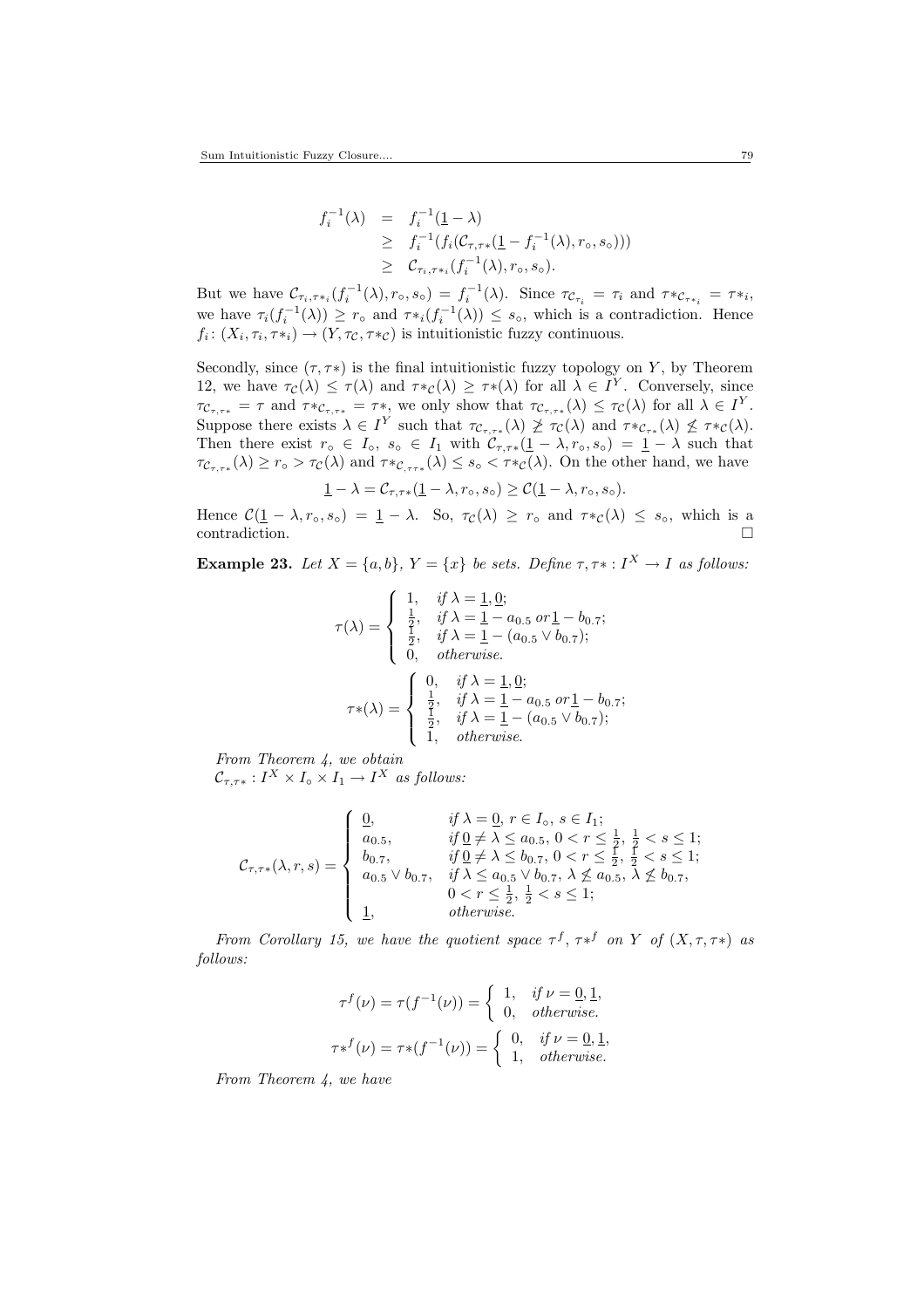$$
\begin{aligned}
f_i^{-1}(\lambda) &= f_i^{-1}(\underline{1}-\lambda) \\
&\geq f_i^{-1}(f_i(\mathcal{C}_{\tau,\tau*}(\underline{1}-f_i^{-1}(\lambda),r_\circ,s_\circ))) \\
&\geq \mathcal{C}_{\tau_i,\tau*_i}(f_i^{-1}(\lambda),r_\circ,s_\circ).
\end{aligned}
$$

But we have $\mathcal{C}_{\tau_i,\tau*_i}(f_i^{-1}(\lambda),r_\circ,s_\circ) = f_i^{-1}(\lambda)$. Since $\tau_{\mathcal{C}_{\tau_i}} = \tau_i$ and $\tau*_{\mathcal{C}_{\tau*_i}} = \tau*_i$, we have $\tau_i(f_i^{-1}(\lambda)) \geq r_\circ$ and $\tau*_i(f_i^{-1}(\lambda)) \leq s_\circ$, which is a contradiction. Hence $f_i\colon (X_i,\tau_i,\tau*_i) \to (Y,\tau_\mathcal{C},\tau*_\mathcal{C})$ is intuitionistic fuzzy continuous.

Secondly, since $(\tau,\tau*)$ is the final intuitionistic fuzzy topology on $Y$, by Theorem 12, we have $\tau_\mathcal{C}(\lambda) \leq \tau(\lambda)$ and $\tau*_\mathcal{C}(\lambda) \geq \tau*(\lambda)$ for all $\lambda \in I^Y$. Conversely, since $\tau_{\mathcal{C}_{\tau,\tau*}} = \tau$ and $\tau*_{\mathcal{C}_{\tau,\tau*}} = \tau*$, we only show that $\tau_{\mathcal{C}_{\tau,\tau*}}(\lambda) \leq \tau_\mathcal{C}(\lambda)$ for all $\lambda \in I^Y$. Suppose there exists $\lambda \in I^Y$ such that $\tau_{\mathcal{C}_{\tau,\tau*}}(\lambda) \not\leq \tau_\mathcal{C}(\lambda)$ and $\tau*_{\mathcal{C}_{\tau*}}(\lambda) \not\leq \tau*_\mathcal{C}(\lambda)$. Then there exist $r_\circ \in I_\circ$, $s_\circ \in I_1$ with $\mathcal{C}_{\tau,\tau*}(\underline{1}-\lambda,r_\circ,s_\circ) = \underline{1}-\lambda$ such that $\tau_{\mathcal{C}_{\tau,\tau*}}(\lambda) \geq r_\circ > \tau_\mathcal{C}(\lambda)$ and $\tau*_{\mathcal{C}_{\tau\tau*}}(\lambda) \leq s_\circ < \tau*_\mathcal{C}(\lambda)$. On the other hand, we have

$$
\underline{1}-\lambda = \mathcal{C}_{\tau,\tau*}(\underline{1}-\lambda,r_\circ,s_\circ) \geq \mathcal{C}(\underline{1}-\lambda,r_\circ,s_\circ).
$$

Hence $\mathcal{C}(\underline{1}-\lambda,r_\circ,s_\circ) = \underline{1}-\lambda$. So, $\tau_\mathcal{C}(\lambda) \geq r_\circ$ and $\tau*_\mathcal{C}(\lambda) \leq s_\circ$, which is a contradiction. $\square$

**Example 23.** *Let $X = \{a,b\}$, $Y = \{x\}$ be sets. Define $\tau,\tau* : I^X \to I$ as follows:*

$$
\tau(\lambda) = \begin{cases} 1, & \text{if } \lambda = \underline{1}, \underline{0}; \\ \frac{1}{2}, & \text{if } \lambda = \underline{1}-a_{0.5} \text{ or } \underline{1}-b_{0.7}; \\ \frac{1}{2}, & \text{if } \lambda = \underline{1}-(a_{0.5}\vee b_{0.7}); \\ 0, & \text{otherwise.} \end{cases}
$$

$$
\tau*(\lambda) = \begin{cases} 0, & \text{if } \lambda = \underline{1}, \underline{0}; \\ \frac{1}{2}, & \text{if } \lambda = \underline{1}-a_{0.5} \text{ or } \underline{1}-b_{0.7}; \\ \frac{1}{2}, & \text{if } \lambda = \underline{1}-(a_{0.5}\vee b_{0.7}); \\ 1, & \text{otherwise.} \end{cases}
$$

*From Theorem 4, we obtain*
$\mathcal{C}_{\tau,\tau*} : I^X \times I_\circ \times I_1 \to I^X$ *as follows:*

$$
\mathcal{C}_{\tau,\tau*}(\lambda,r,s) = \begin{cases} \underline{0}, & \text{if } \lambda = \underline{0},\ r \in I_\circ,\ s \in I_1; \\ a_{0.5}, & \text{if } \underline{0} \neq \lambda \leq a_{0.5},\ 0 < r \leq \frac{1}{2},\ \frac{1}{2} < s \leq 1; \\ b_{0.7}, & \text{if } \underline{0} \neq \lambda \leq b_{0.7},\ 0 < r \leq \frac{1}{2},\ \frac{1}{2} < s \leq 1; \\ a_{0.5}\vee b_{0.7}, & \text{if } \lambda \leq a_{0.5}\vee b_{0.7},\ \lambda \not\leq a_{0.5},\ \lambda \not\leq b_{0.7}, \\ & 0 < r \leq \frac{1}{2},\ \frac{1}{2} < s \leq 1; \\ \underline{1}, & \text{otherwise.} \end{cases}
$$

*From Corollary 15, we have the quotient space $\tau^f$, $\tau*^f$ on $Y$ of $(X,\tau,\tau*)$ as follows:*

$$
\tau^f(\nu) = \tau(f^{-1}(\nu)) = \begin{cases} 1, & \text{if } \nu = \underline{0}, \underline{1}, \\ 0, & \text{otherwise.} \end{cases}
$$

$$
\tau*^f(\nu) = \tau*(f^{-1}(\nu)) = \begin{cases} 0, & \text{if } \nu = \underline{0}, \underline{1}, \\ 1, & \text{otherwise.} \end{cases}
$$

*From Theorem 4, we have*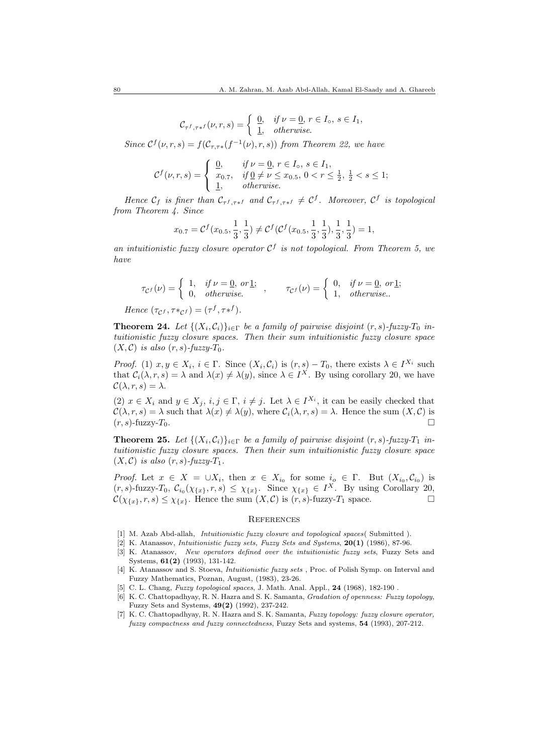$$\mathcal{C}_{\tau^f,\tau*^f}(\nu,r,s)=\begin{cases}\underline{0}, & \text{if } \nu=\underline{0},\ r\in I_\circ,\ s\in I_1,\\ \underline{1}, & \text{otherwise.}\end{cases}$$

*Since $\mathcal{C}^f(\nu,r,s)=f(\mathcal{C}_{\tau,\tau*}(f^{-1}(\nu),r,s))$ from Theorem 22, we have*

$$\mathcal{C}^f(\nu,r,s)=\begin{cases}\underline{0}, & \text{if } \nu=\underline{0},\ r\in I_\circ,\ s\in I_1,\\ x_{0.7}, & \text{if } \underline{0}\neq\nu\leq x_{0.5},\ 0<r\leq\frac{1}{2},\ \frac{1}{2}<s\leq 1;\\ \underline{1}, & \text{otherwise.}\end{cases}$$

*Hence $\mathcal{C}_f$ is finer than $\mathcal{C}_{\tau^f,\tau*^f}$ and $\mathcal{C}_{\tau^f,\tau*^f}\neq\mathcal{C}^f$. Moreover, $\mathcal{C}^f$ is topological from Theorem 4. Since*

$$x_{0.7}=\mathcal{C}^f(x_{0.5},\frac{1}{3},\frac{1}{3})\neq\mathcal{C}^f(\mathcal{C}^f(x_{0.5},\frac{1}{3},\frac{1}{3}),\frac{1}{3},\frac{1}{3})=1,$$

*an intuitionistic fuzzy closure operator $\mathcal{C}^f$ is not topological. From Theorem 5, we have*

$$\tau_{\mathcal{C}^f}(\nu)=\begin{cases}1, & \text{if } \nu=\underline{0},\ or\underline{1};\\ 0, & \text{otherwise.}\end{cases}\quad,\qquad \tau_{\mathcal{C}^f}(\nu)=\begin{cases}0, & \text{if } \nu=\underline{0},\ or\underline{1};\\ 1, & \text{otherwise..}\end{cases}$$

*Hence $(\tau_{\mathcal{C}^f},\tau*_{\mathcal{C}^f})=(\tau^f,\tau*^f)$.*

**Theorem 24.** *Let $\{(X_i,\mathcal{C}_i)\}_{i\in\Gamma}$ be a family of pairwise disjoint $(r,s)$-fuzzy-$T_0$ intuitionistic fuzzy closure spaces. Then their sum intuitionistic fuzzy closure space $(X,\mathcal{C})$ is also $(r,s)$-fuzzy-$T_0$.*

*Proof.* (1) $x,y\in X_i$, $i\in\Gamma$. Since $(X_i,\mathcal{C}_i)$ is $(r,s)-T_0$, there exists $\lambda\in I^{X_i}$ such that $\mathcal{C}_i(\lambda,r,s)=\lambda$ and $\lambda(x)\neq\lambda(y)$, since $\lambda\in I^X$. By using corollary 20, we have $\mathcal{C}(\lambda,r,s)=\lambda$.

(2) $x\in X_i$ and $y\in X_j$, $i,j\in\Gamma$, $i\neq j$. Let $\lambda\in I^{X_i}$, it can be easily checked that $\mathcal{C}(\lambda,r,s)=\lambda$ such that $\lambda(x)\neq\lambda(y)$, where $\mathcal{C}_i(\lambda,r,s)=\lambda$. Hence the sum $(X,\mathcal{C})$ is $(r,s)$-fuzzy-$T_0$. □

**Theorem 25.** *Let $\{(X_i,\mathcal{C}_i)\}_{i\in\Gamma}$ be a family of pairwise disjoint $(r,s)$-fuzzy-$T_1$ intuitionistic fuzzy closure spaces. Then their sum intuitionistic fuzzy closure space $(X,\mathcal{C})$ is also $(r,s)$-fuzzy-$T_1$.*

*Proof.* Let $x\in X=\cup X_i$, then $x\in X_{i_0}$ for some $i_o\in\Gamma$. But $(X_{i_0},\mathcal{C}_{i_0})$ is $(r,s)$-fuzzy-$T_0$, $\mathcal{C}_{i_0}(\chi_{\{x\}},r,s)\leq\chi_{\{x\}}$. Since $\chi_{\{x\}}\in I^X$. By using Corollary 20, $\mathcal{C}(\chi_{\{x\}},r,s)\leq\chi_{\{x\}}$. Hence the sum $(X,\mathcal{C})$ is $(r,s)$-fuzzy-$T_1$ space. □

## References

[1] M. Azab Abd-allah, *Intuitionistic fuzzy closure and topological spaces*( Submitted ).

[2] K. Atanassov, *Intuitionistic fuzzy sets, Fuzzy Sets and Systems*, **20(1)** (1986), 87-96.

[3] K. Atanassov, *New operators defined over the intuitionistic fuzzy sets*, Fuzzy Sets and Systems, **61(2)** (1993), 131-142.

[4] K. Atanassov and S. Stoeva, *Intuitionistic fuzzy sets* , Proc. of Polish Symp. on Interval and Fuzzy Mathematics, Poznan, August, (1983), 23-26.

[5] C. L. Chang, *Fuzzy topological spaces*, J. Math. Anal. Appl., **24** (1968), 182-190 .

[6] K. C. Chattopadhyay, R. N. Hazra and S. K. Samanta, *Gradation of openness: Fuzzy topology*, Fuzzy Sets and Systems, **49(2)** (1992), 237-242.

[7] K. C. Chattopadhyay, R. N. Hazra and S. K. Samanta, *Fuzzy topology: fuzzy closure operator, fuzzy compactness and fuzzy connectedness*, Fuzzy Sets and systems, **54** (1993), 207-212.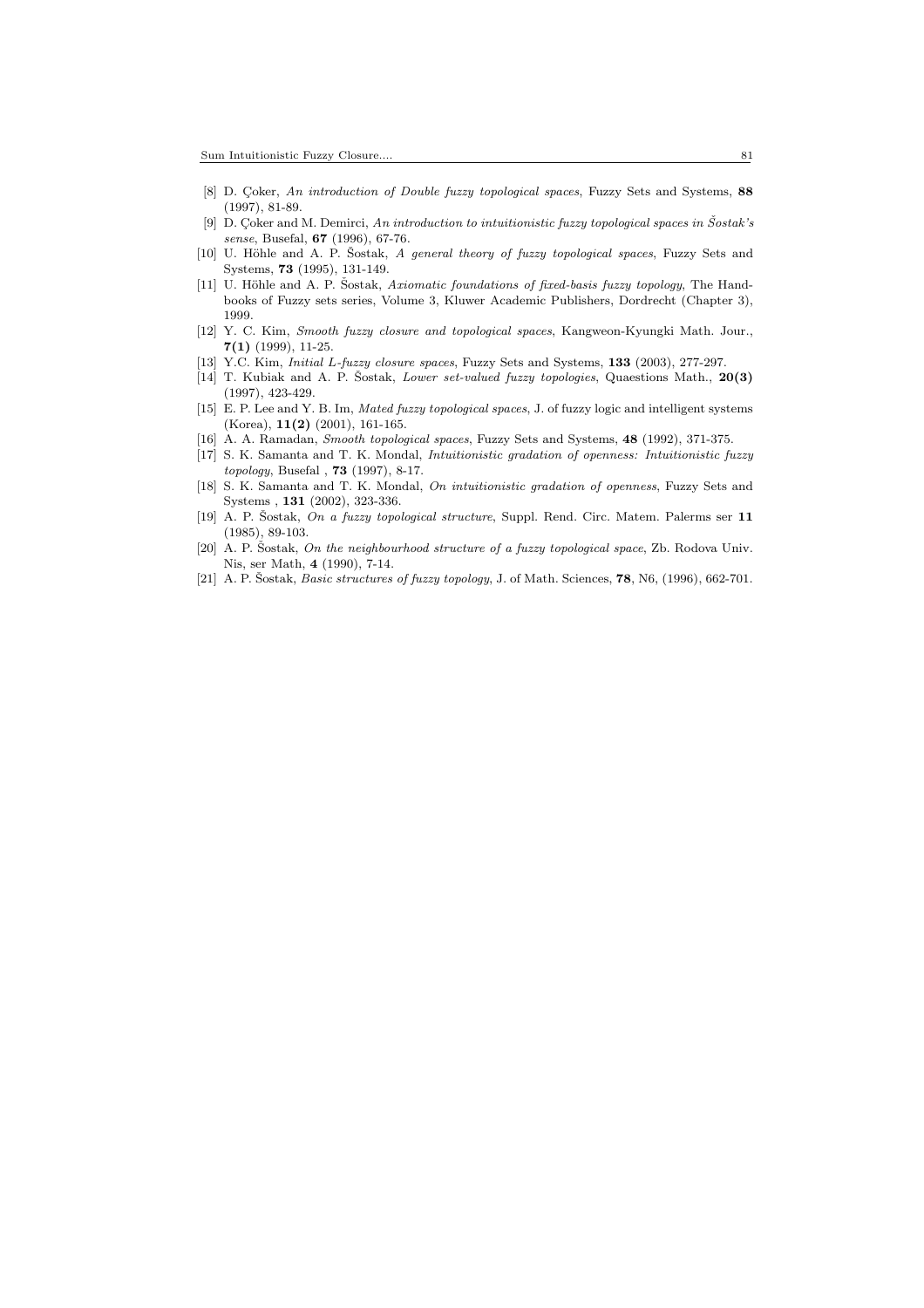[8] D. Çoker, *An introduction of Double fuzzy topological spaces*, Fuzzy Sets and Systems, **88** (1997), 81-89.

[9] D. Çoker and M. Demirci, *An introduction to intuitionistic fuzzy topological spaces in Šostak's sense*, Busefal, **67** (1996), 67-76.

[10] U. Höhle and A. P. Šostak, *A general theory of fuzzy topological spaces*, Fuzzy Sets and Systems, **73** (1995), 131-149.

[11] U. Höhle and A. P. Šostak, *Axiomatic foundations of fixed-basis fuzzy topology*, The Handbooks of Fuzzy sets series, Volume 3, Kluwer Academic Publishers, Dordrecht (Chapter 3), 1999.

[12] Y. C. Kim, *Smooth fuzzy closure and topological spaces*, Kangweon-Kyungki Math. Jour., **7(1)** (1999), 11-25.

[13] Y.C. Kim, *Initial L-fuzzy closure spaces*, Fuzzy Sets and Systems, **133** (2003), 277-297.

[14] T. Kubiak and A. P. Šostak, *Lower set-valued fuzzy topologies*, Quaestions Math., **20(3)** (1997), 423-429.

[15] E. P. Lee and Y. B. Im, *Mated fuzzy topological spaces*, J. of fuzzy logic and intelligent systems (Korea), **11(2)** (2001), 161-165.

[16] A. A. Ramadan, *Smooth topological spaces*, Fuzzy Sets and Systems, **48** (1992), 371-375.

[17] S. K. Samanta and T. K. Mondal, *Intuitionistic gradation of openness: Intuitionistic fuzzy topology*, Busefal , **73** (1997), 8-17.

[18] S. K. Samanta and T. K. Mondal, *On intuitionistic gradation of openness*, Fuzzy Sets and Systems , **131** (2002), 323-336.

[19] A. P. Šostak, *On a fuzzy topological structure*, Suppl. Rend. Circ. Matem. Palerms ser **11** (1985), 89-103.

[20] A. P. Šostak, *On the neighbourhood structure of a fuzzy topological space*, Zb. Rodova Univ. Nis, ser Math, **4** (1990), 7-14.

[21] A. P. Šostak, *Basic structures of fuzzy topology*, J. of Math. Sciences, **78**, N6, (1996), 662-701.